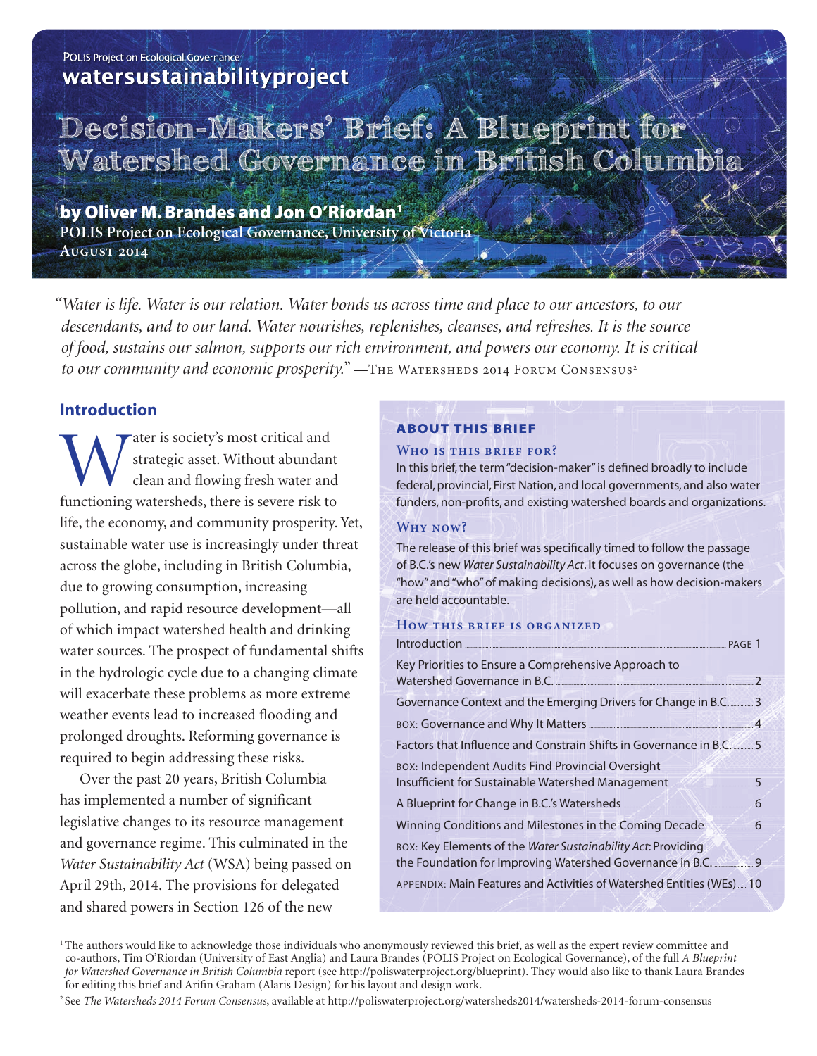POLIS Project on Ecological Governance

**watersustainabilityproject**

# Decision-Makers' Brief: A Blueprint for Watershed Governance in British Columbia

**by Oliver M. Brandes and Jon O'Riordan[1]**

**POLIS Project on Ecological Governance, University of Victoria**

**August 2014**

"*Water is life. Water is our relation. Water bonds us across time and place to our ancestors, to our descendants, and to our land. Water nourishes, replenishes, cleanses, and refreshes. It is the source of food, sustains our salmon, supports our rich environment, and powers our economy. It is critical to our community and economic prosperity.*" —The Watersheds 2014 Forum Consensus[2]

## Introduction

Water is society's most critical and strategic asset. Without abundant clean and flowing fresh water and functioning watersheds, there is severe risk to life, the economy, and community prosperity. Yet, sustainable water use is increasingly under threat across the globe, including in British Columbia, due to growing consumption, increasing pollution, and rapid resource development—all of which impact watershed health and drinking water sources. The prospect of fundamental shifts in the hydrologic cycle due to a changing climate will exacerbate these problems as more extreme weather events lead to increased flooding and prolonged droughts. Reforming governance is required to begin addressing these risks.

Over the past 20 years, British Columbia has implemented a number of significant legislative changes to its resource management and governance regime. This culminated in the *Water Sustainability Act* (WSA) being passed on April 29th, 2014. The provisions for delegated and shared powers in Section 126 of the new

### About This Brief

**Who is this brief for?**

In this brief, the term "decision-maker" is defined broadly to include federal, provincial, First Nation, and local governments, and also water funders, non-profits, and existing watershed boards and organizations.

**Why now?**

The release of this brief was specifically timed to follow the passage of B.C.'s new *Water Sustainability Act*. It focuses on governance (the "how" and "who" of making decisions), as well as how decision-makers are held accountable.

**How this brief is organized**

| Section | Page |
|---|---|
| Introduction | 1 |
| Key Priorities to Ensure a Comprehensive Approach to Watershed Governance in B.C. | 2 |
| Governance Context and the Emerging Drivers for Change in B.C. | 3 |
| BOX: Governance and Why It Matters | 4 |
| Factors that Influence and Constrain Shifts in Governance in B.C. | 5 |
| BOX: Independent Audits Find Provincial Oversight Insufficient for Sustainable Watershed Management | 5 |
| A Blueprint for Change in B.C.'s Watersheds | 6 |
| Winning Conditions and Milestones in the Coming Decade | 6 |
| BOX: Key Elements of the *Water Sustainability Act*: Providing the Foundation for Improving Watershed Governance in B.C. | 9 |
| APPENDIX: Main Features and Activities of Watershed Entities (WEs) | 10 |

[1] The authors would like to acknowledge those individuals who anonymously reviewed this brief, as well as the expert review committee and co-authors, Tim O'Riordan (University of East Anglia) and Laura Brandes (POLIS Project on Ecological Governance), of the full *A Blueprint for Watershed Governance in British Columbia* report (see http://poliswaterproject.org/blueprint). They would also like to thank Laura Brandes for editing this brief and Arifin Graham (Alaris Design) for his layout and design work.

[2] See *The Watersheds 2014 Forum Consensus*, available at http://poliswaterproject.org/watersheds2014/watersheds-2014-forum-consensus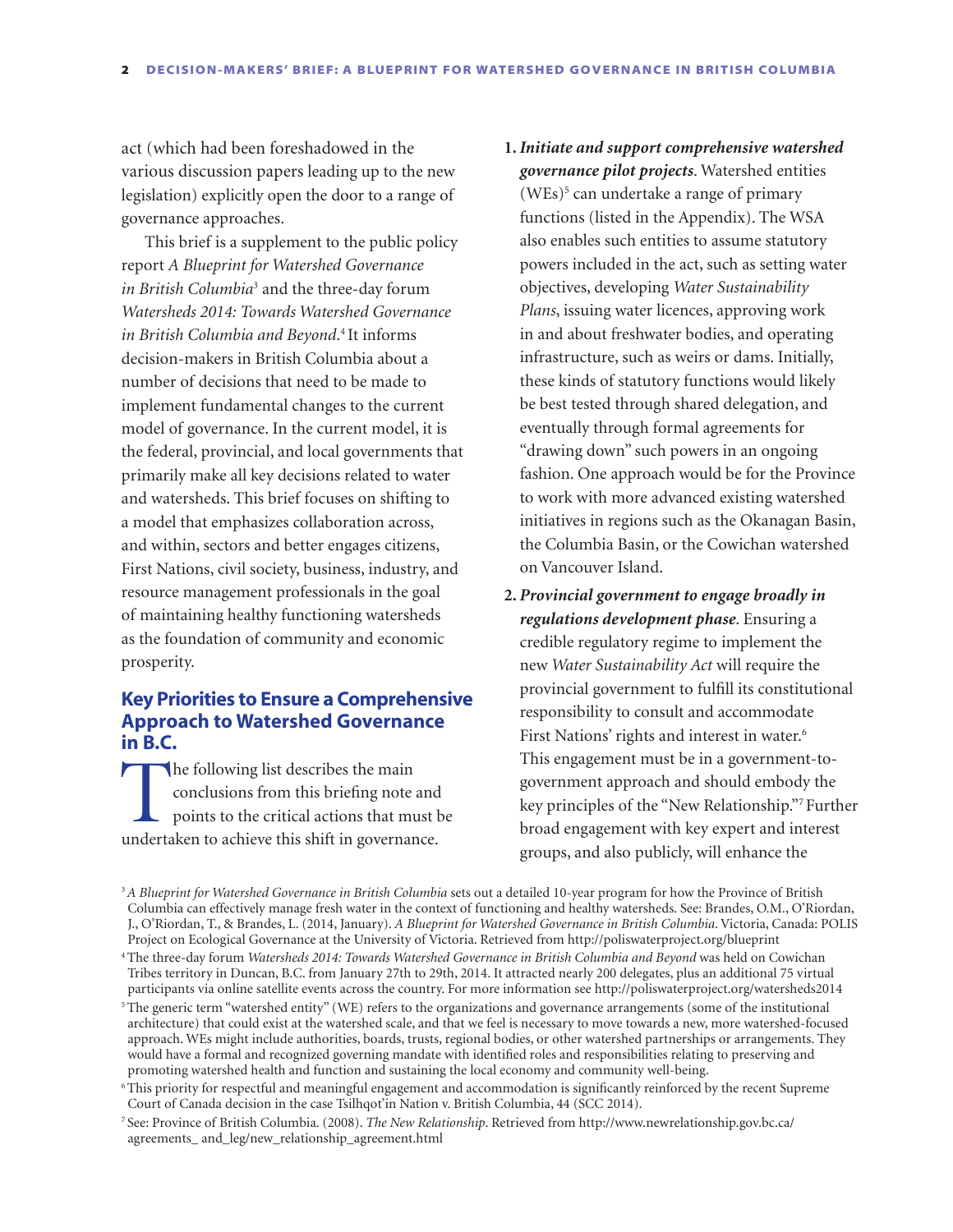act (which had been foreshadowed in the various discussion papers leading up to the new legislation) explicitly open the door to a range of governance approaches.

This brief is a supplement to the public policy report *A Blueprint for Watershed Governance in British Columbia*[3] and the three-day forum *Watersheds 2014: Towards Watershed Governance in British Columbia and Beyond*.[4] It informs decision-makers in British Columbia about a number of decisions that need to be made to implement fundamental changes to the current model of governance. In the current model, it is the federal, provincial, and local governments that primarily make all key decisions related to water and watersheds. This brief focuses on shifting to a model that emphasizes collaboration across, and within, sectors and better engages citizens, First Nations, civil society, business, industry, and resource management professionals in the goal of maintaining healthy functioning watersheds as the foundation of community and economic prosperity.

## Key Priorities to Ensure a Comprehensive Approach to Watershed Governance in B.C.

The following list describes the main conclusions from this briefing note and points to the critical actions that must be undertaken to achieve this shift in governance.

1. ***Initiate and support comprehensive watershed governance pilot projects***. Watershed entities (WEs)[5] can undertake a range of primary functions (listed in the Appendix). The WSA also enables such entities to assume statutory powers included in the act, such as setting water objectives, developing *Water Sustainability Plans*, issuing water licences, approving work in and about freshwater bodies, and operating infrastructure, such as weirs or dams. Initially, these kinds of statutory functions would likely be best tested through shared delegation, and eventually through formal agreements for "drawing down" such powers in an ongoing fashion. One approach would be for the Province to work with more advanced existing watershed initiatives in regions such as the Okanagan Basin, the Columbia Basin, or the Cowichan watershed on Vancouver Island.
2. ***Provincial government to engage broadly in regulations development phase***. Ensuring a credible regulatory regime to implement the new *Water Sustainability Act* will require the provincial government to fulfill its constitutional responsibility to consult and accommodate First Nations' rights and interest in water.[6] This engagement must be in a government-to-government approach and should embody the key principles of the "New Relationship."[7] Further broad engagement with key expert and interest groups, and also publicly, will enhance the

---

[3] *A Blueprint for Watershed Governance in British Columbia* sets out a detailed 10-year program for how the Province of British Columbia can effectively manage fresh water in the context of functioning and healthy watersheds. See: Brandes, O.M., O'Riordan, J., O'Riordan, T., & Brandes, L. (2014, January). *A Blueprint for Watershed Governance in British Columbia*. Victoria, Canada: POLIS Project on Ecological Governance at the University of Victoria. Retrieved from http://poliswaterproject.org/blueprint

[4] The three-day forum *Watersheds 2014: Towards Watershed Governance in British Columbia and Beyond* was held on Cowichan Tribes territory in Duncan, B.C. from January 27th to 29th, 2014. It attracted nearly 200 delegates, plus an additional 75 virtual participants via online satellite events across the country. For more information see http://poliswaterproject.org/watersheds2014

[5] The generic term "watershed entity" (WE) refers to the organizations and governance arrangements (some of the institutional architecture) that could exist at the watershed scale, and that we feel is necessary to move towards a new, more watershed-focused approach. WEs might include authorities, boards, trusts, regional bodies, or other watershed partnerships or arrangements. They would have a formal and recognized governing mandate with identified roles and responsibilities relating to preserving and promoting watershed health and function and sustaining the local economy and community well-being.

[6] This priority for respectful and meaningful engagement and accommodation is significantly reinforced by the recent Supreme Court of Canada decision in the case Tsilhqot'in Nation v. British Columbia, 44 (SCC 2014).

[7] See: Province of British Columbia. (2008). *The New Relationship*. Retrieved from http://www.newrelationship.gov.bc.ca/agreements_ and_leg/new_relationship_agreement.html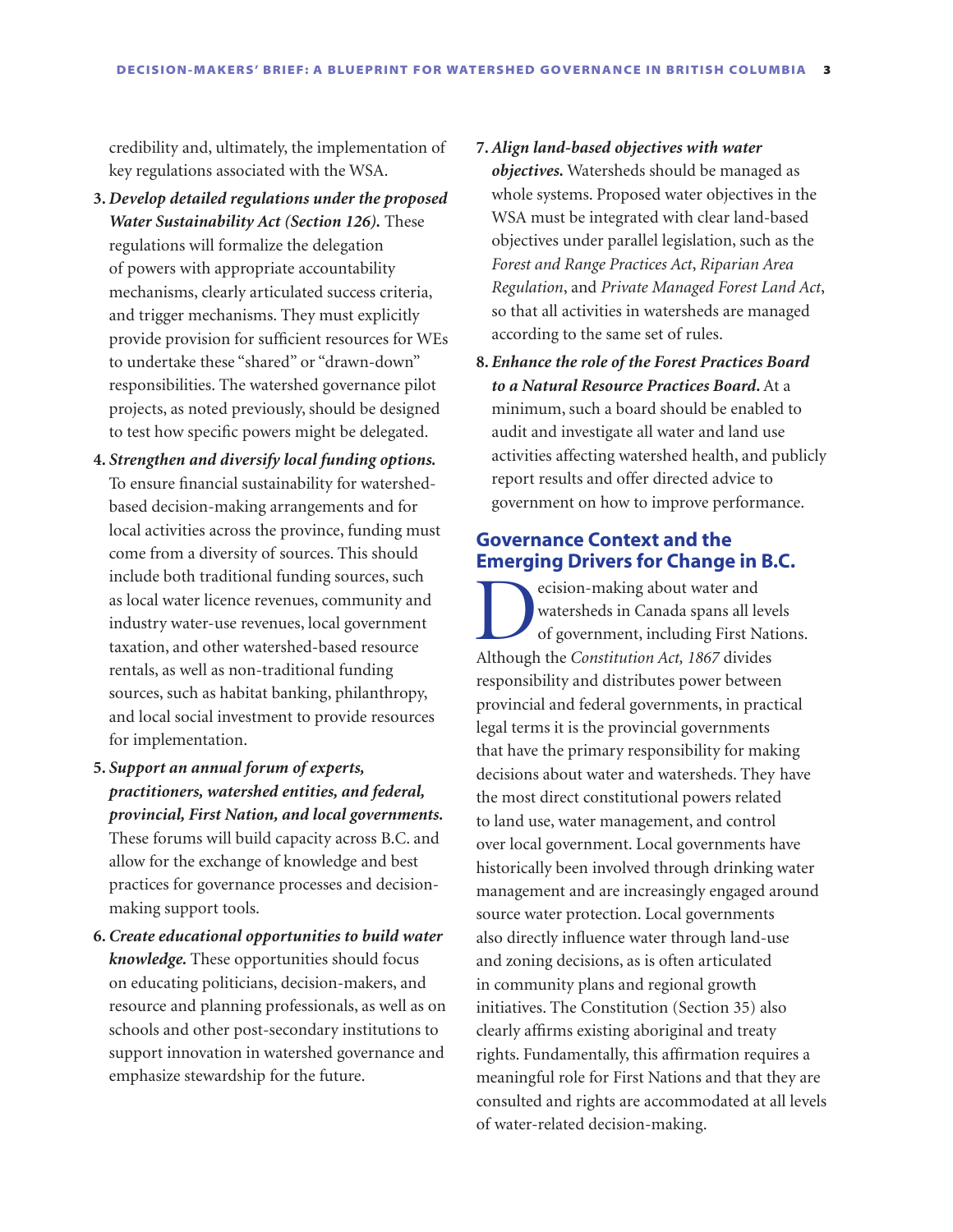credibility and, ultimately, the implementation of key regulations associated with the WSA.

3. ***Develop detailed regulations under the proposed Water Sustainability Act (Section 126).*** These regulations will formalize the delegation of powers with appropriate accountability mechanisms, clearly articulated success criteria, and trigger mechanisms. They must explicitly provide provision for sufficient resources for WEs to undertake these "shared" or "drawn-down" responsibilities. The watershed governance pilot projects, as noted previously, should be designed to test how specific powers might be delegated.

4. ***Strengthen and diversify local funding options.*** To ensure financial sustainability for watershed-based decision-making arrangements and for local activities across the province, funding must come from a diversity of sources. This should include both traditional funding sources, such as local water licence revenues, community and industry water-use revenues, local government taxation, and other watershed-based resource rentals, as well as non-traditional funding sources, such as habitat banking, philanthropy, and local social investment to provide resources for implementation.

5. ***Support an annual forum of experts, practitioners, watershed entities, and federal, provincial, First Nation, and local governments.*** These forums will build capacity across B.C. and allow for the exchange of knowledge and best practices for governance processes and decision-making support tools.

6. ***Create educational opportunities to build water knowledge.*** These opportunities should focus on educating politicians, decision-makers, and resource and planning professionals, as well as on schools and other post-secondary institutions to support innovation in watershed governance and emphasize stewardship for the future.

7. ***Align land-based objectives with water objectives.*** Watersheds should be managed as whole systems. Proposed water objectives in the WSA must be integrated with clear land-based objectives under parallel legislation, such as the *Forest and Range Practices Act*, *Riparian Area Regulation*, and *Private Managed Forest Land Act*, so that all activities in watersheds are managed according to the same set of rules.

8. ***Enhance the role of the Forest Practices Board to a Natural Resource Practices Board.*** At a minimum, such a board should be enabled to audit and investigate all water and land use activities affecting watershed health, and publicly report results and offer directed advice to government on how to improve performance.

## Governance Context and the Emerging Drivers for Change in B.C.

Decision-making about water and watersheds in Canada spans all levels of government, including First Nations. Although the *Constitution Act, 1867* divides responsibility and distributes power between provincial and federal governments, in practical legal terms it is the provincial governments that have the primary responsibility for making decisions about water and watersheds. They have the most direct constitutional powers related to land use, water management, and control over local government. Local governments have historically been involved through drinking water management and are increasingly engaged around source water protection. Local governments also directly influence water through land-use and zoning decisions, as is often articulated in community plans and regional growth initiatives. The Constitution (Section 35) also clearly affirms existing aboriginal and treaty rights. Fundamentally, this affirmation requires a meaningful role for First Nations and that they are consulted and rights are accommodated at all levels of water-related decision-making.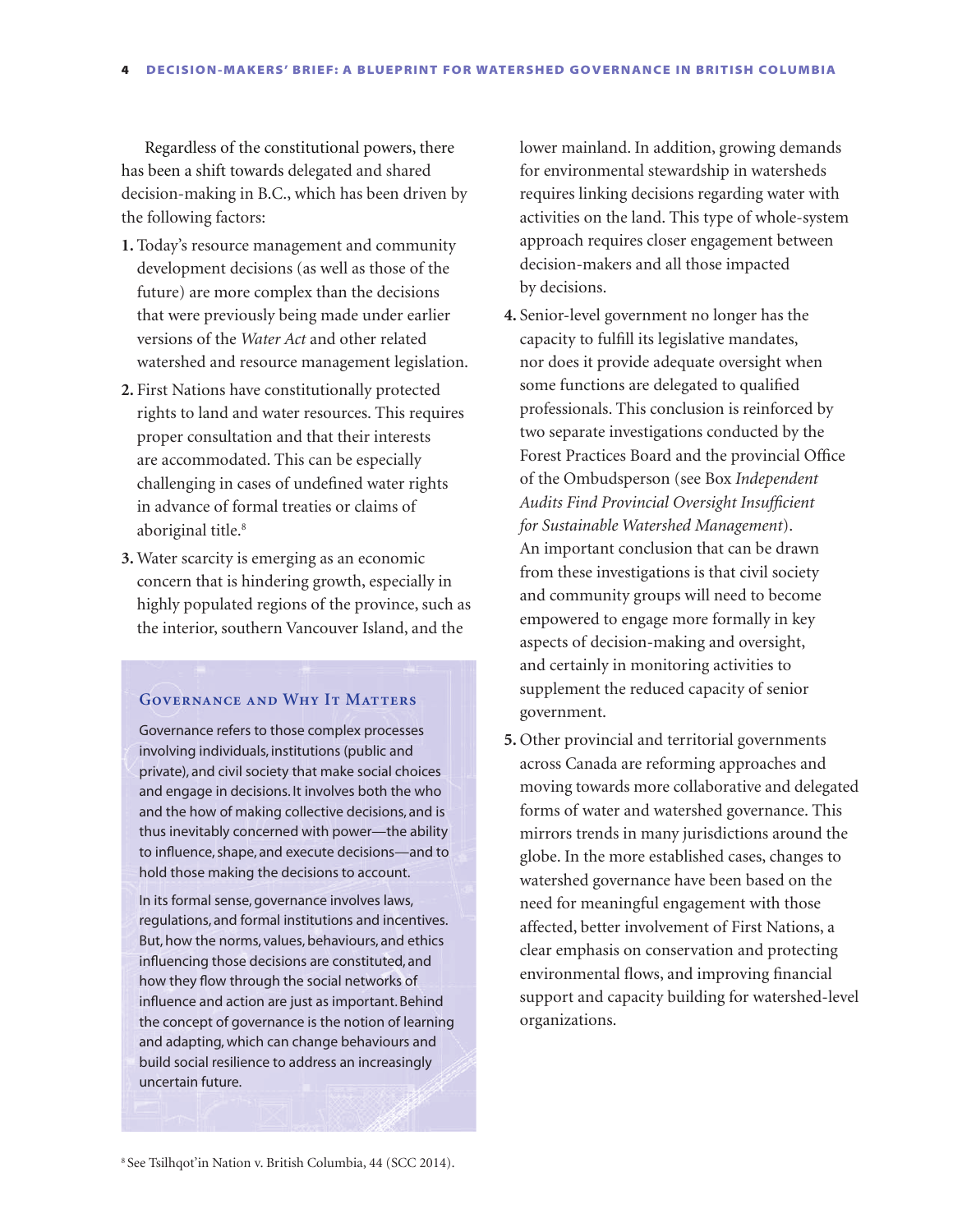Regardless of the constitutional powers, there has been a shift towards delegated and shared decision-making in B.C., which has been driven by the following factors:

1. Today's resource management and community development decisions (as well as those of the future) are more complex than the decisions that were previously being made under earlier versions of the *Water Act* and other related watershed and resource management legislation.
2. First Nations have constitutionally protected rights to land and water resources. This requires proper consultation and that their interests are accommodated. This can be especially challenging in cases of undefined water rights in advance of formal treaties or claims of aboriginal title.[8]
3. Water scarcity is emerging as an economic concern that is hindering growth, especially in highly populated regions of the province, such as the interior, southern Vancouver Island, and the lower mainland. In addition, growing demands for environmental stewardship in watersheds requires linking decisions regarding water with activities on the land. This type of whole-system approach requires closer engagement between decision-makers and all those impacted by decisions.
4. Senior-level government no longer has the capacity to fulfill its legislative mandates, nor does it provide adequate oversight when some functions are delegated to qualified professionals. This conclusion is reinforced by two separate investigations conducted by the Forest Practices Board and the provincial Office of the Ombudsperson (see Box *Independent Audits Find Provincial Oversight Insufficient for Sustainable Watershed Management*). An important conclusion that can be drawn from these investigations is that civil society and community groups will need to become empowered to engage more formally in key aspects of decision-making and oversight, and certainly in monitoring activities to supplement the reduced capacity of senior government.
5. Other provincial and territorial governments across Canada are reforming approaches and moving towards more collaborative and delegated forms of water and watershed governance. This mirrors trends in many jurisdictions around the globe. In the more established cases, changes to watershed governance have been based on the need for meaningful engagement with those affected, better involvement of First Nations, a clear emphasis on conservation and protecting environmental flows, and improving financial support and capacity building for watershed-level organizations.

### Governance and Why It Matters

Governance refers to those complex processes involving individuals, institutions (public and private), and civil society that make social choices and engage in decisions. It involves both the who and the how of making collective decisions, and is thus inevitably concerned with power—the ability to influence, shape, and execute decisions—and to hold those making the decisions to account.

In its formal sense, governance involves laws, regulations, and formal institutions and incentives. But, how the norms, values, behaviours, and ethics influencing those decisions are constituted, and how they flow through the social networks of influence and action are just as important. Behind the concept of governance is the notion of learning and adapting, which can change behaviours and build social resilience to address an increasingly uncertain future.

[8] See Tsilhqot'in Nation v. British Columbia, 44 (SCC 2014).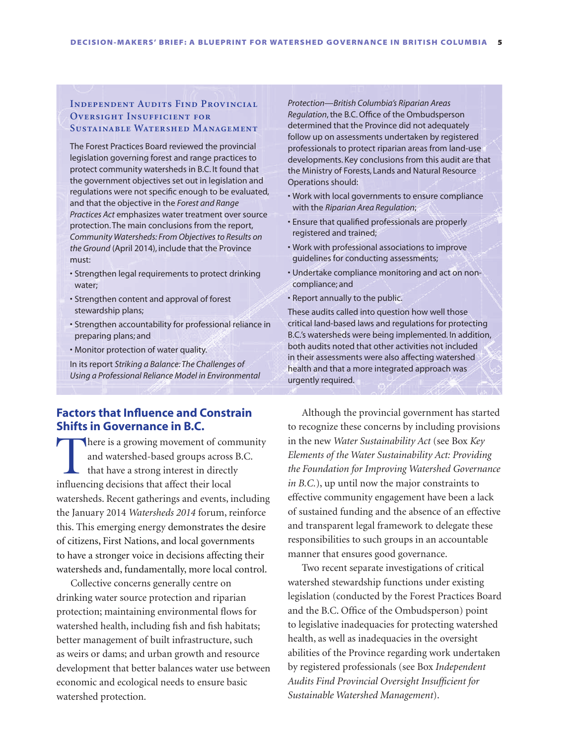### Independent Audits Find Provincial Oversight Insufficient for Sustainable Watershed Management

The Forest Practices Board reviewed the provincial legislation governing forest and range practices to protect community watersheds in B.C. It found that the government objectives set out in legislation and regulations were not specific enough to be evaluated, and that the objective in the *Forest and Range Practices Act* emphasizes water treatment over source protection. The main conclusions from the report, *Community Watersheds: From Objectives to Results on the Ground* (April 2014), include that the Province must:

- Strengthen legal requirements to protect drinking water;
- Strengthen content and approval of forest stewardship plans;
- Strengthen accountability for professional reliance in preparing plans; and
- Monitor protection of water quality.

In its report *Striking a Balance: The Challenges of Using a Professional Reliance Model in Environmental Protection—British Columbia's Riparian Areas Regulation*, the B.C. Office of the Ombudsperson determined that the Province did not adequately follow up on assessments undertaken by registered professionals to protect riparian areas from land-use developments. Key conclusions from this audit are that the Ministry of Forests, Lands and Natural Resource Operations should:

- Work with local governments to ensure compliance with the *Riparian Area Regulation*;
- Ensure that qualified professionals are properly registered and trained;
- Work with professional associations to improve guidelines for conducting assessments;
- Undertake compliance monitoring and act on non-compliance; and
- Report annually to the public.

These audits called into question how well those critical land-based laws and regulations for protecting B.C.'s watersheds were being implemented. In addition, both audits noted that other activities not included in their assessments were also affecting watershed health and that a more integrated approach was urgently required.

## Factors that Influence and Constrain Shifts in Governance in B.C.

There is a growing movement of community and watershed-based groups across B.C. that have a strong interest in directly influencing decisions that affect their local watersheds. Recent gatherings and events, including the January 2014 *Watersheds 2014* forum, reinforce this. This emerging energy demonstrates the desire of citizens, First Nations, and local governments to have a stronger voice in decisions affecting their watersheds and, fundamentally, more local control.

Collective concerns generally centre on drinking water source protection and riparian protection; maintaining environmental flows for watershed health, including fish and fish habitats; better management of built infrastructure, such as weirs or dams; and urban growth and resource development that better balances water use between economic and ecological needs to ensure basic watershed protection.

Although the provincial government has started to recognize these concerns by including provisions in the new *Water Sustainability Act* (see Box *Key Elements of the Water Sustainability Act: Providing the Foundation for Improving Watershed Governance in B.C.*), up until now the major constraints to effective community engagement have been a lack of sustained funding and the absence of an effective and transparent legal framework to delegate these responsibilities to such groups in an accountable manner that ensures good governance.

Two recent separate investigations of critical watershed stewardship functions under existing legislation (conducted by the Forest Practices Board and the B.C. Office of the Ombudsperson) point to legislative inadequacies for protecting watershed health, as well as inadequacies in the oversight abilities of the Province regarding work undertaken by registered professionals (see Box *Independent Audits Find Provincial Oversight Insufficient for Sustainable Watershed Management*).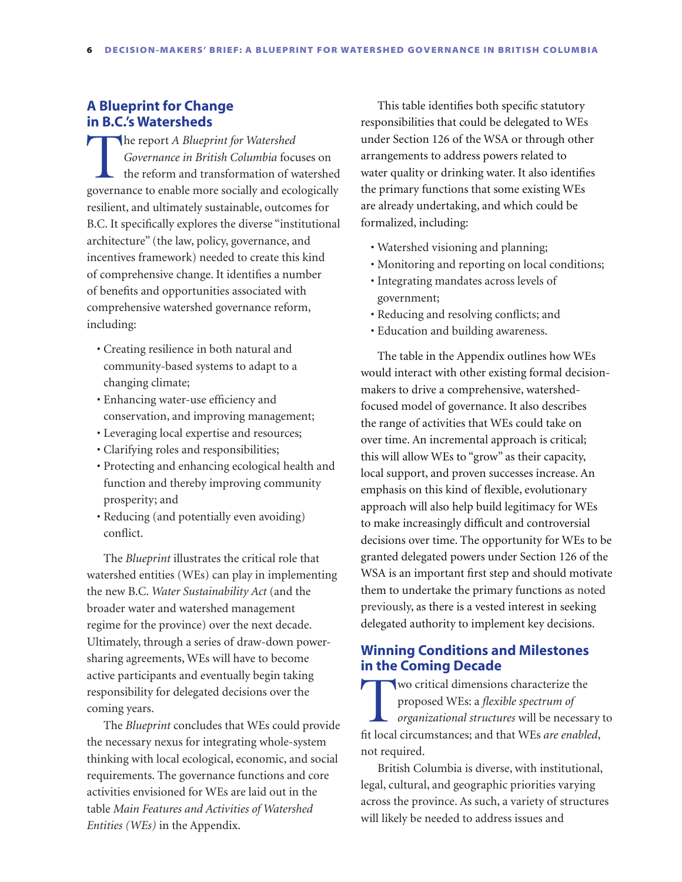## A Blueprint for Change in B.C.'s Watersheds

The report *A Blueprint for Watershed Governance in British Columbia* focuses on the reform and transformation of watershed governance to enable more socially and ecologically resilient, and ultimately sustainable, outcomes for B.C. It specifically explores the diverse "institutional architecture" (the law, policy, governance, and incentives framework) needed to create this kind of comprehensive change. It identifies a number of benefits and opportunities associated with comprehensive watershed governance reform, including:

- Creating resilience in both natural and community-based systems to adapt to a changing climate;
- Enhancing water-use efficiency and conservation, and improving management;
- Leveraging local expertise and resources;
- Clarifying roles and responsibilities;
- Protecting and enhancing ecological health and function and thereby improving community prosperity; and
- Reducing (and potentially even avoiding) conflict.

The *Blueprint* illustrates the critical role that watershed entities (WEs) can play in implementing the new B.C. *Water Sustainability Act* (and the broader water and watershed management regime for the province) over the next decade. Ultimately, through a series of draw-down power-sharing agreements, WEs will have to become active participants and eventually begin taking responsibility for delegated decisions over the coming years.

The *Blueprint* concludes that WEs could provide the necessary nexus for integrating whole-system thinking with local ecological, economic, and social requirements. The governance functions and core activities envisioned for WEs are laid out in the table *Main Features and Activities of Watershed Entities (WEs)* in the Appendix.

This table identifies both specific statutory responsibilities that could be delegated to WEs under Section 126 of the WSA or through other arrangements to address powers related to water quality or drinking water. It also identifies the primary functions that some existing WEs are already undertaking, and which could be formalized, including:

- Watershed visioning and planning;
- Monitoring and reporting on local conditions;
- Integrating mandates across levels of government;
- Reducing and resolving conflicts; and
- Education and building awareness.

The table in the Appendix outlines how WEs would interact with other existing formal decision-makers to drive a comprehensive, watershed-focused model of governance. It also describes the range of activities that WEs could take on over time. An incremental approach is critical; this will allow WEs to "grow" as their capacity, local support, and proven successes increase. An emphasis on this kind of flexible, evolutionary approach will also help build legitimacy for WEs to make increasingly difficult and controversial decisions over time. The opportunity for WEs to be granted delegated powers under Section 126 of the WSA is an important first step and should motivate them to undertake the primary functions as noted previously, as there is a vested interest in seeking delegated authority to implement key decisions.

## Winning Conditions and Milestones in the Coming Decade

Two critical dimensions characterize the proposed WEs: a *flexible spectrum of organizational structures* will be necessary to fit local circumstances; and that WEs *are enabled*, not required.

British Columbia is diverse, with institutional, legal, cultural, and geographic priorities varying across the province. As such, a variety of structures will likely be needed to address issues and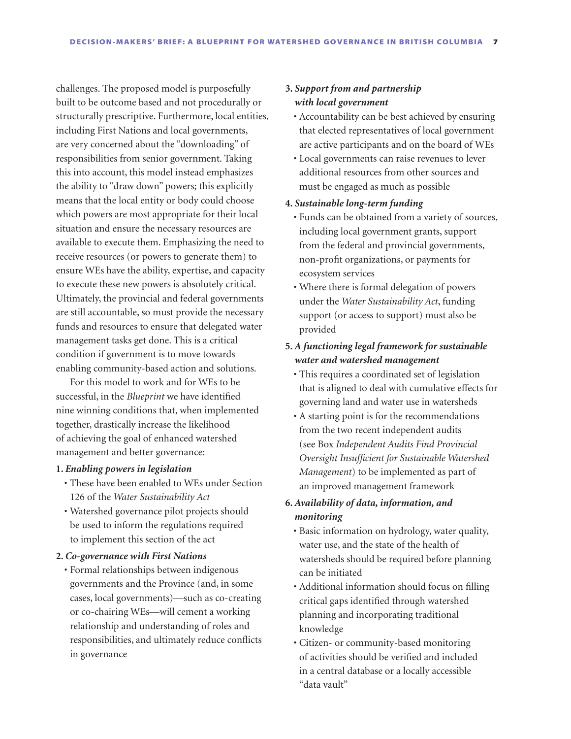challenges. The proposed model is purposefully built to be outcome based and not procedurally or structurally prescriptive. Furthermore, local entities, including First Nations and local governments, are very concerned about the "downloading" of responsibilities from senior government. Taking this into account, this model instead emphasizes the ability to "draw down" powers; this explicitly means that the local entity or body could choose which powers are most appropriate for their local situation and ensure the necessary resources are available to execute them. Emphasizing the need to receive resources (or powers to generate them) to ensure WEs have the ability, expertise, and capacity to execute these new powers is absolutely critical. Ultimately, the provincial and federal governments are still accountable, so must provide the necessary funds and resources to ensure that delegated water management tasks get done. This is a critical condition if government is to move towards enabling community-based action and solutions.

For this model to work and for WEs to be successful, in the *Blueprint* we have identified nine winning conditions that, when implemented together, drastically increase the likelihood of achieving the goal of enhanced watershed management and better governance:

**1. *Enabling powers in legislation***
- These have been enabled to WEs under Section 126 of the *Water Sustainability Act*
- Watershed governance pilot projects should be used to inform the regulations required to implement this section of the act

**2. *Co-governance with First Nations***
- Formal relationships between indigenous governments and the Province (and, in some cases, local governments)—such as co-creating or co-chairing WEs—will cement a working relationship and understanding of roles and responsibilities, and ultimately reduce conflicts in governance

**3. *Support from and partnership with local government***
- Accountability can be best achieved by ensuring that elected representatives of local government are active participants and on the board of WEs
- Local governments can raise revenues to lever additional resources from other sources and must be engaged as much as possible

**4. *Sustainable long-term funding***
- Funds can be obtained from a variety of sources, including local government grants, support from the federal and provincial governments, non-profit organizations, or payments for ecosystem services
- Where there is formal delegation of powers under the *Water Sustainability Act*, funding support (or access to support) must also be provided

**5. *A functioning legal framework for sustainable water and watershed management***
- This requires a coordinated set of legislation that is aligned to deal with cumulative effects for governing land and water use in watersheds
- A starting point is for the recommendations from the two recent independent audits (see Box *Independent Audits Find Provincial Oversight Insufficient for Sustainable Watershed Management*) to be implemented as part of an improved management framework

**6. *Availability of data, information, and monitoring***
- Basic information on hydrology, water quality, water use, and the state of the health of watersheds should be required before planning can be initiated
- Additional information should focus on filling critical gaps identified through watershed planning and incorporating traditional knowledge
- Citizen- or community-based monitoring of activities should be verified and included in a central database or a locally accessible "data vault"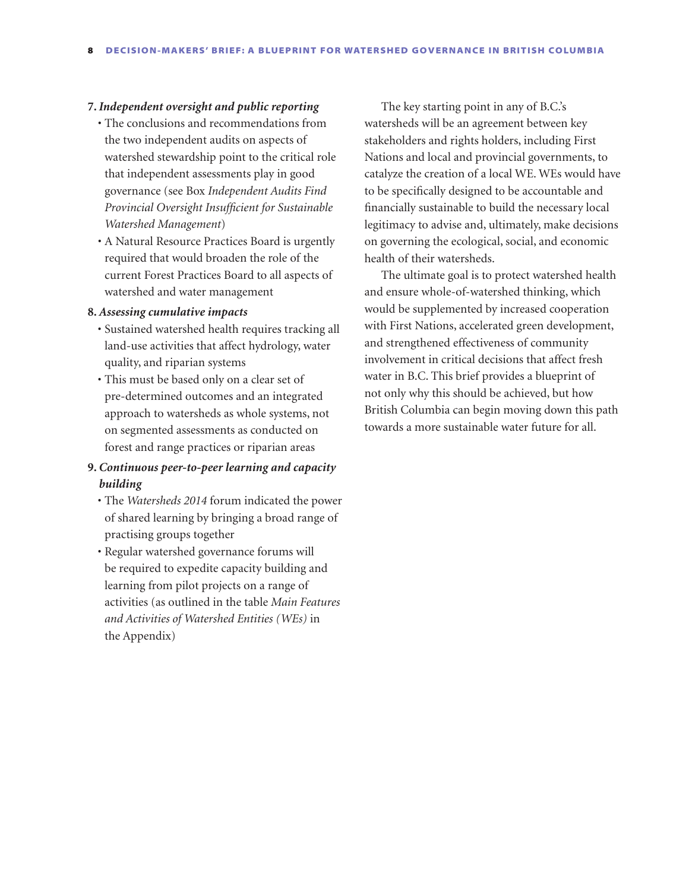**7.** ***Independent oversight and public reporting***

- The conclusions and recommendations from the two independent audits on aspects of watershed stewardship point to the critical role that independent assessments play in good governance (see Box *Independent Audits Find Provincial Oversight Insufficient for Sustainable Watershed Management*)
- A Natural Resource Practices Board is urgently required that would broaden the role of the current Forest Practices Board to all aspects of watershed and water management

**8.** ***Assessing cumulative impacts***

- Sustained watershed health requires tracking all land-use activities that affect hydrology, water quality, and riparian systems
- This must be based only on a clear set of pre-determined outcomes and an integrated approach to watersheds as whole systems, not on segmented assessments as conducted on forest and range practices or riparian areas

**9.** ***Continuous peer-to-peer learning and capacity building***

- The *Watersheds 2014* forum indicated the power of shared learning by bringing a broad range of practising groups together
- Regular watershed governance forums will be required to expedite capacity building and learning from pilot projects on a range of activities (as outlined in the table *Main Features and Activities of Watershed Entities (WEs)* in the Appendix)

The key starting point in any of B.C.'s watersheds will be an agreement between key stakeholders and rights holders, including First Nations and local and provincial governments, to catalyze the creation of a local WE. WEs would have to be specifically designed to be accountable and financially sustainable to build the necessary local legitimacy to advise and, ultimately, make decisions on governing the ecological, social, and economic health of their watersheds.

The ultimate goal is to protect watershed health and ensure whole-of-watershed thinking, which would be supplemented by increased cooperation with First Nations, accelerated green development, and strengthened effectiveness of community involvement in critical decisions that affect fresh water in B.C. This brief provides a blueprint of not only why this should be achieved, but how British Columbia can begin moving down this path towards a more sustainable water future for all.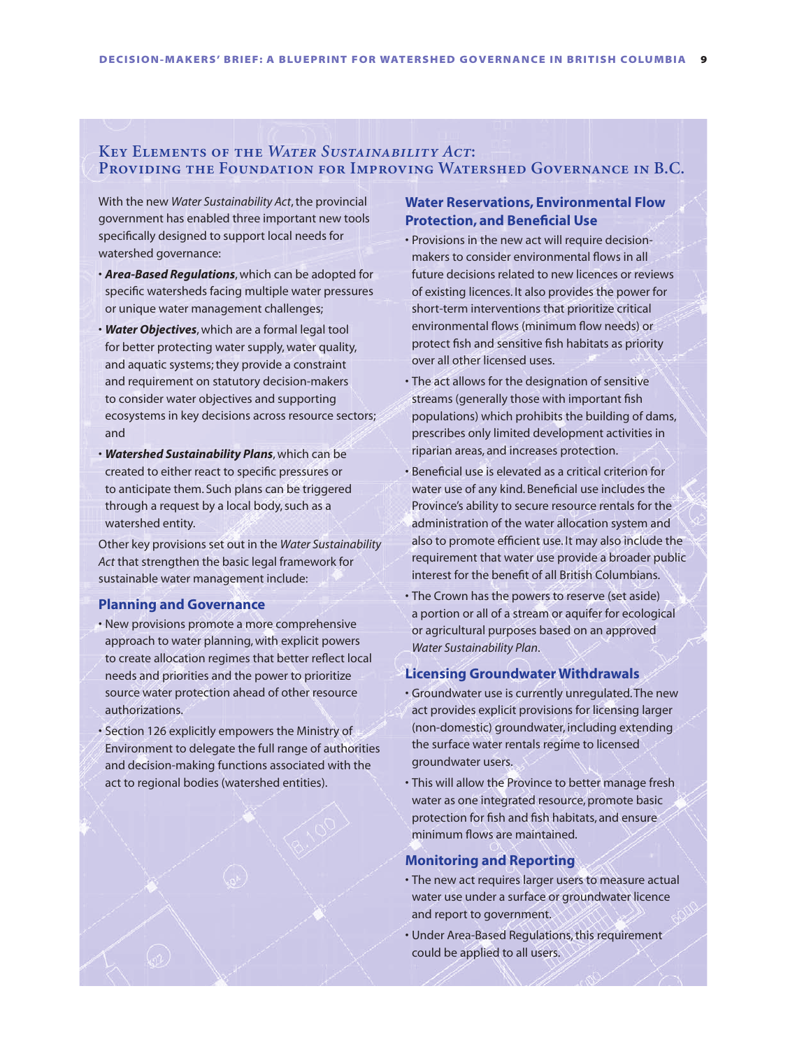## Key Elements of the *Water Sustainability Act*: Providing the Foundation for Improving Watershed Governance in B.C.

With the new *Water Sustainability Act*, the provincial government has enabled three important new tools specifically designed to support local needs for watershed governance:

- ***Area-Based Regulations***, which can be adopted for specific watersheds facing multiple water pressures or unique water management challenges;
- ***Water Objectives***, which are a formal legal tool for better protecting water supply, water quality, and aquatic systems; they provide a constraint and requirement on statutory decision-makers to consider water objectives and supporting ecosystems in key decisions across resource sectors; and
- ***Watershed Sustainability Plans***, which can be created to either react to specific pressures or to anticipate them. Such plans can be triggered through a request by a local body, such as a watershed entity.

Other key provisions set out in the *Water Sustainability Act* that strengthen the basic legal framework for sustainable water management include:

### Planning and Governance

- New provisions promote a more comprehensive approach to water planning, with explicit powers to create allocation regimes that better reflect local needs and priorities and the power to prioritize source water protection ahead of other resource authorizations.
- Section 126 explicitly empowers the Ministry of Environment to delegate the full range of authorities and decision-making functions associated with the act to regional bodies (watershed entities).

### Water Reservations, Environmental Flow Protection, and Beneficial Use

- Provisions in the new act will require decision-makers to consider environmental flows in all future decisions related to new licences or reviews of existing licences. It also provides the power for short-term interventions that prioritize critical environmental flows (minimum flow needs) or protect fish and sensitive fish habitats as priority over all other licensed uses.
- The act allows for the designation of sensitive streams (generally those with important fish populations) which prohibits the building of dams, prescribes only limited development activities in riparian areas, and increases protection.
- Beneficial use is elevated as a critical criterion for water use of any kind. Beneficial use includes the Province's ability to secure resource rentals for the administration of the water allocation system and also to promote efficient use. It may also include the requirement that water use provide a broader public interest for the benefit of all British Columbians.
- The Crown has the powers to reserve (set aside) a portion or all of a stream or aquifer for ecological or agricultural purposes based on an approved *Water Sustainability Plan*.

### Licensing Groundwater Withdrawals

- Groundwater use is currently unregulated. The new act provides explicit provisions for licensing larger (non-domestic) groundwater, including extending the surface water rentals regime to licensed groundwater users.
- This will allow the Province to better manage fresh water as one integrated resource, promote basic protection for fish and fish habitats, and ensure minimum flows are maintained.

### Monitoring and Reporting

- The new act requires larger users to measure actual water use under a surface or groundwater licence and report to government.
- Under Area-Based Regulations, this requirement could be applied to all users.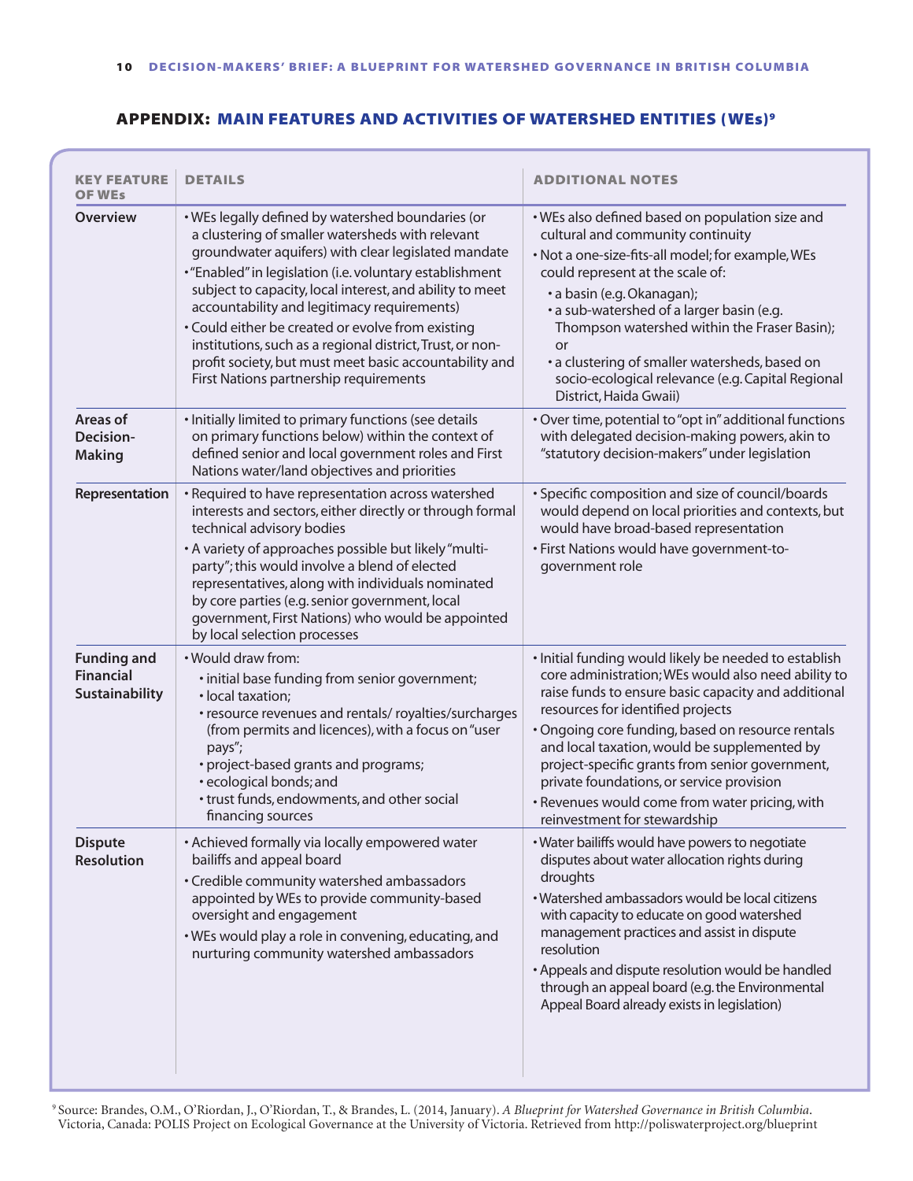## APPENDIX: MAIN FEATURES AND ACTIVITIES OF WATERSHED ENTITIES (WEs)[9]

| KEY FEATURE OF WEs | DETAILS | ADDITIONAL NOTES |
|---|---|---|
| **Overview** | • WEs legally defined by watershed boundaries (or a clustering of smaller watersheds with relevant groundwater aquifers) with clear legislated mandate<br>• "Enabled" in legislation (i.e. voluntary establishment subject to capacity, local interest, and ability to meet accountability and legitimacy requirements)<br>• Could either be created or evolve from existing institutions, such as a regional district, Trust, or non-profit society, but must meet basic accountability and First Nations partnership requirements | • WEs also defined based on population size and cultural and community continuity<br>• Not a one-size-fits-all model; for example, WEs could represent at the scale of:<br>  • a basin (e.g. Okanagan);<br>  • a sub-watershed of a larger basin (e.g. Thompson watershed within the Fraser Basin); or<br>  • a clustering of smaller watersheds, based on socio-ecological relevance (e.g. Capital Regional District, Haida Gwaii) |
| **Areas of Decision-Making** | • Initially limited to primary functions (see details on primary functions below) within the context of defined senior and local government roles and First Nations water/land objectives and priorities | • Over time, potential to "opt in" additional functions with delegated decision-making powers, akin to "statutory decision-makers" under legislation |
| **Representation** | • Required to have representation across watershed interests and sectors, either directly or through formal technical advisory bodies<br>• A variety of approaches possible but likely "multi-party"; this would involve a blend of elected representatives, along with individuals nominated by core parties (e.g. senior government, local government, First Nations) who would be appointed by local selection processes | • Specific composition and size of council/boards would depend on local priorities and contexts, but would have broad-based representation<br>• First Nations would have government-to-government role |
| **Funding and Financial Sustainability** | • Would draw from:<br>  • initial base funding from senior government;<br>  • local taxation;<br>  • resource revenues and rentals/ royalties/surcharges (from permits and licences), with a focus on "user pays";<br>  • project-based grants and programs;<br>  • ecological bonds; and<br>  • trust funds, endowments, and other social financing sources | • Initial funding would likely be needed to establish core administration; WEs would also need ability to raise funds to ensure basic capacity and additional resources for identified projects<br>• Ongoing core funding, based on resource rentals and local taxation, would be supplemented by project-specific grants from senior government, private foundations, or service provision<br>• Revenues would come from water pricing, with reinvestment for stewardship |
| **Dispute Resolution** | • Achieved formally via locally empowered water bailiffs and appeal board<br>• Credible community watershed ambassadors appointed by WEs to provide community-based oversight and engagement<br>• WEs would play a role in convening, educating, and nurturing community watershed ambassadors | • Water bailiffs would have powers to negotiate disputes about water allocation rights during droughts<br>• Watershed ambassadors would be local citizens with capacity to educate on good watershed management practices and assist in dispute resolution<br>• Appeals and dispute resolution would be handled through an appeal board (e.g. the Environmental Appeal Board already exists in legislation) |

[9] Source: Brandes, O.M., O'Riordan, J., O'Riordan, T., & Brandes, L. (2014, January). *A Blueprint for Watershed Governance in British Columbia*. Victoria, Canada: POLIS Project on Ecological Governance at the University of Victoria. Retrieved from http://poliswaterproject.org/blueprint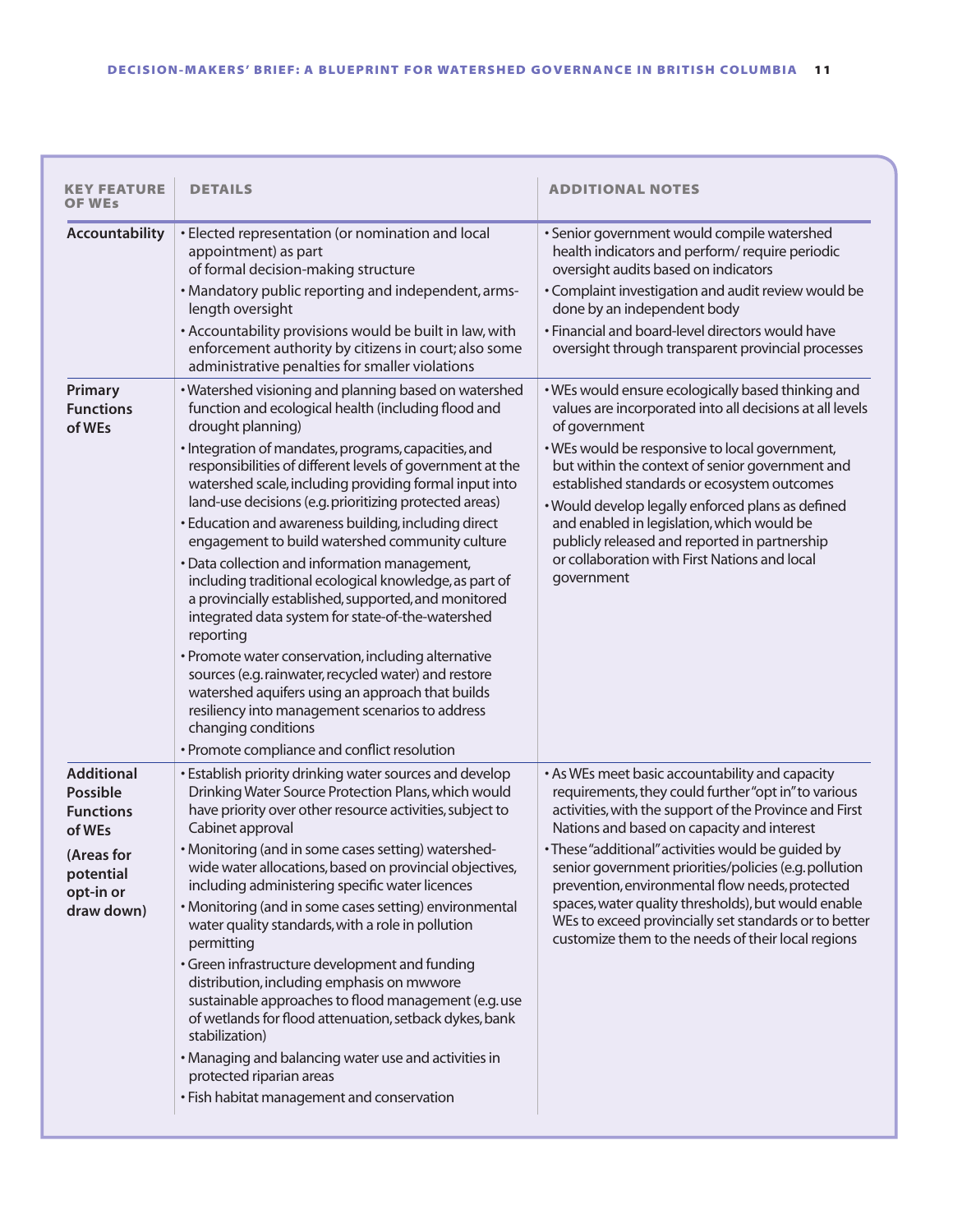| KEY FEATURE OF WEs | DETAILS | ADDITIONAL NOTES |
|---|---|---|
| **Accountability** | • Elected representation (or nomination and local appointment) as part of formal decision-making structure<br>• Mandatory public reporting and independent, arms-length oversight<br>• Accountability provisions would be built in law, with enforcement authority by citizens in court; also some administrative penalties for smaller violations | • Senior government would compile watershed health indicators and perform/ require periodic oversight audits based on indicators<br>• Complaint investigation and audit review would be done by an independent body<br>• Financial and board-level directors would have oversight through transparent provincial processes |
| **Primary Functions of WEs** | • Watershed visioning and planning based on watershed function and ecological health (including flood and drought planning)<br>• Integration of mandates, programs, capacities, and responsibilities of different levels of government at the watershed scale, including providing formal input into land-use decisions (e.g. prioritizing protected areas)<br>• Education and awareness building, including direct engagement to build watershed community culture<br>• Data collection and information management, including traditional ecological knowledge, as part of a provincially established, supported, and monitored integrated data system for state-of-the-watershed reporting<br>• Promote water conservation, including alternative sources (e.g. rainwater, recycled water) and restore watershed aquifers using an approach that builds resiliency into management scenarios to address changing conditions<br>• Promote compliance and conflict resolution | • WEs would ensure ecologically based thinking and values are incorporated into all decisions at all levels of government<br>• WEs would be responsive to local government, but within the context of senior government and established standards or ecosystem outcomes<br>• Would develop legally enforced plans as defined and enabled in legislation, which would be publicly released and reported in partnership or collaboration with First Nations and local government |
| **Additional Possible Functions of WEs**<br><br>**(Areas for potential opt-in or draw down)** | • Establish priority drinking water sources and develop Drinking Water Source Protection Plans, which would have priority over other resource activities, subject to Cabinet approval<br>• Monitoring (and in some cases setting) watershed-wide water allocations, based on provincial objectives, including administering specific water licences<br>• Monitoring (and in some cases setting) environmental water quality standards, with a role in pollution permitting<br>• Green infrastructure development and funding distribution, including emphasis on mwwore sustainable approaches to flood management (e.g. use of wetlands for flood attenuation, setback dykes, bank stabilization)<br>• Managing and balancing water use and activities in protected riparian areas<br>• Fish habitat management and conservation | • As WEs meet basic accountability and capacity requirements, they could further "opt in" to various activities, with the support of the Province and First Nations and based on capacity and interest<br>• These "additional" activities would be guided by senior government priorities/policies (e.g. pollution prevention, environmental flow needs, protected spaces, water quality thresholds), but would enable WEs to exceed provincially set standards or to better customize them to the needs of their local regions |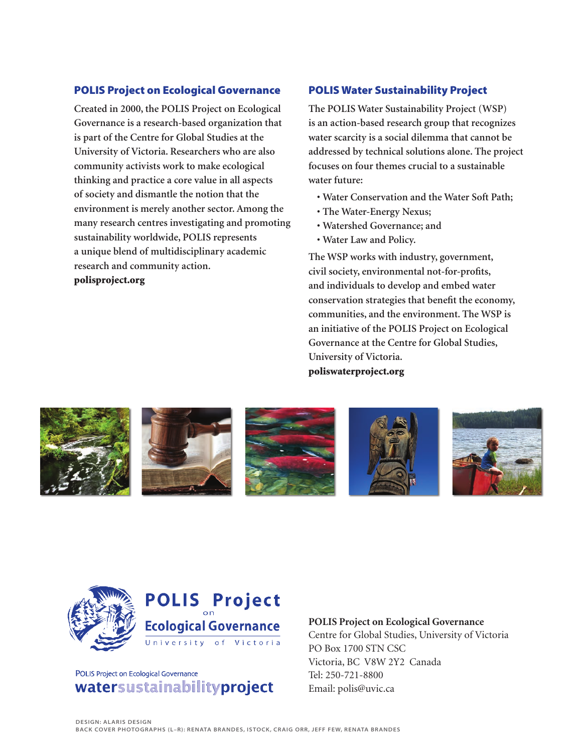## POLIS Project on Ecological Governance

Created in 2000, the POLIS Project on Ecological Governance is a research-based organization that is part of the Centre for Global Studies at the University of Victoria. Researchers who are also community activists work to make ecological thinking and practice a core value in all aspects of society and dismantle the notion that the environment is merely another sector. Among the many research centres investigating and promoting sustainability worldwide, POLIS represents a unique blend of multidisciplinary academic research and community action.
**polisproject.org**

## POLIS Water Sustainability Project

The POLIS Water Sustainability Project (WSP) is an action-based research group that recognizes water scarcity is a social dilemma that cannot be addressed by technical solutions alone. The project focuses on four themes crucial to a sustainable water future:

- Water Conservation and the Water Soft Path;
- The Water-Energy Nexus;
- Watershed Governance; and
- Water Law and Policy.

The WSP works with industry, government, civil society, environmental not-for-profits, and individuals to develop and embed water conservation strategies that benefit the economy, communities, and the environment. The WSP is an initiative of the POLIS Project on Ecological Governance at the Centre for Global Studies, University of Victoria.
**poliswaterproject.org**

POLIS Project on Ecological Governance
University of Victoria

POLIS Project on Ecological Governance
watersustainabilityproject

**POLIS Project on Ecological Governance**
Centre for Global Studies, University of Victoria
PO Box 1700 STN CSC
Victoria, BC V8W 2Y2 Canada
Tel: 250-721-8800
Email: polis@uvic.ca

DESIGN: ALARIS DESIGN
BACK COVER PHOTOGRAPHS (L–R): RENATA BRANDES, ISTOCK, CRAIG ORR, JEFF FEW, RENATA BRANDES